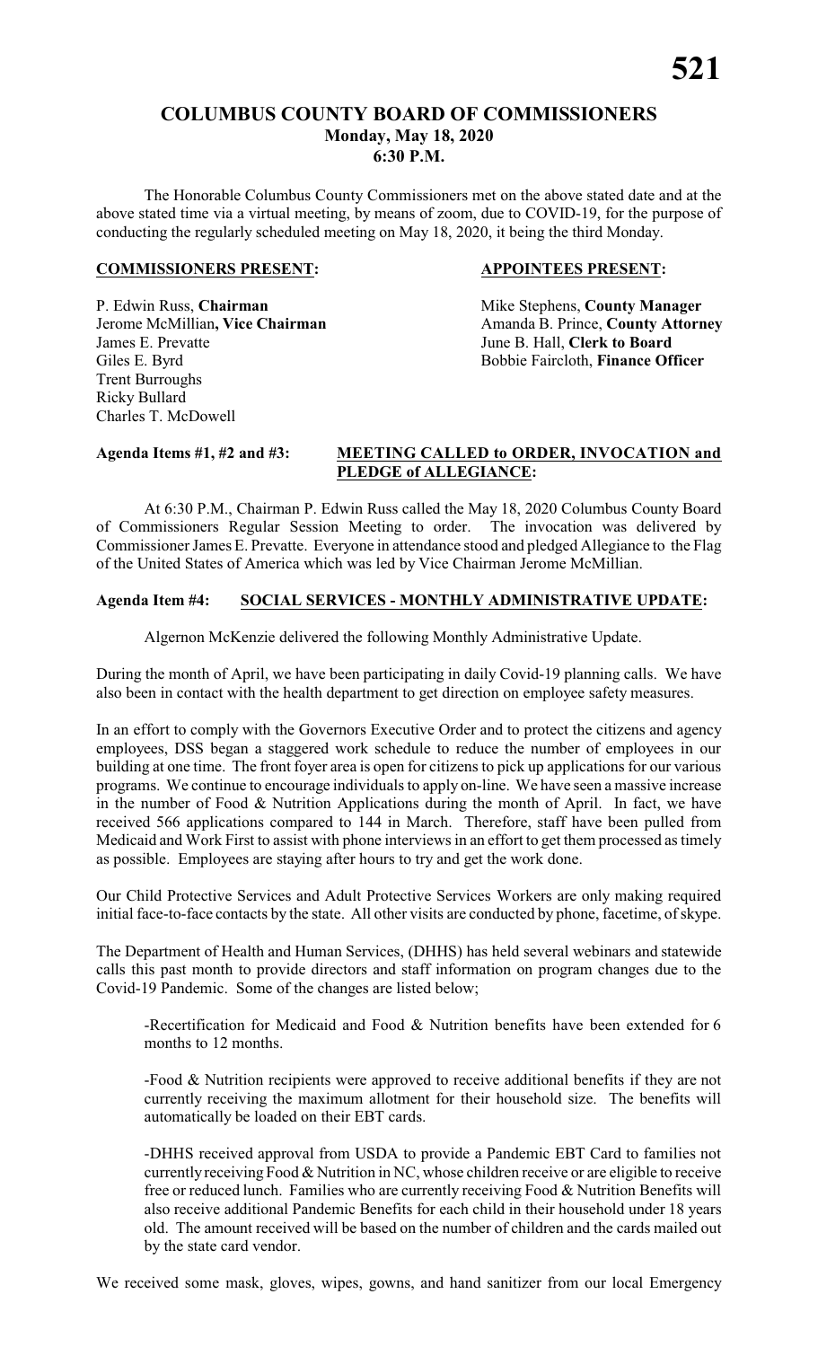# COLUMBUS COUNTY BOARD OF COMMISSIONERS
## Monday, May 18, 2020
## 6:30 P.M.

The Honorable Columbus County Commissioners met on the above stated date and at the above stated time via a virtual meeting, by means of zoom, due to COVID-19, for the purpose of conducting the regularly scheduled meeting on May 18, 2020, it being the third Monday.

| **COMMISSIONERS PRESENT:** | **APPOINTEES PRESENT:** |
|---|---|
| P. Edwin Russ, **Chairman** | Mike Stephens, **County Manager** |
| Jerome McMillian**, Vice Chairman** | Amanda B. Prince, **County Attorney** |
| James E. Prevatte | June B. Hall, **Clerk to Board** |
| Giles E. Byrd | Bobbie Faircloth, **Finance Officer** |
| Trent Burroughs | |
| Ricky Bullard | |
| Charles T. McDowell | |

**Agenda Items #1, #2 and #3: MEETING CALLED to ORDER, INVOCATION and PLEDGE of ALLEGIANCE:**

At 6:30 P.M., Chairman P. Edwin Russ called the May 18, 2020 Columbus County Board of Commissioners Regular Session Meeting to order. The invocation was delivered by Commissioner James E. Prevatte. Everyone in attendance stood and pledged Allegiance to the Flag of the United States of America which was led by Vice Chairman Jerome McMillian.

**Agenda Item #4: SOCIAL SERVICES - MONTHLY ADMINISTRATIVE UPDATE:**

Algernon McKenzie delivered the following Monthly Administrative Update.

During the month of April, we have been participating in daily Covid-19 planning calls. We have also been in contact with the health department to get direction on employee safety measures.

In an effort to comply with the Governors Executive Order and to protect the citizens and agency employees, DSS began a staggered work schedule to reduce the number of employees in our building at one time. The front foyer area is open for citizens to pick up applications for our various programs. We continue to encourage individuals to apply on-line. We have seen a massive increase in the number of Food & Nutrition Applications during the month of April. In fact, we have received 566 applications compared to 144 in March. Therefore, staff have been pulled from Medicaid and Work First to assist with phone interviews in an effort to get them processed as timely as possible. Employees are staying after hours to try and get the work done.

Our Child Protective Services and Adult Protective Services Workers are only making required initial face-to-face contacts by the state. All other visits are conducted by phone, facetime, of skype.

The Department of Health and Human Services, (DHHS) has held several webinars and statewide calls this past month to provide directors and staff information on program changes due to the Covid-19 Pandemic. Some of the changes are listed below;

-Recertification for Medicaid and Food & Nutrition benefits have been extended for 6 months to 12 months.

-Food & Nutrition recipients were approved to receive additional benefits if they are not currently receiving the maximum allotment for their household size. The benefits will automatically be loaded on their EBT cards.

-DHHS received approval from USDA to provide a Pandemic EBT Card to families not currently receiving Food & Nutrition in NC, whose children receive or are eligible to receive free or reduced lunch. Families who are currently receiving Food & Nutrition Benefits will also receive additional Pandemic Benefits for each child in their household under 18 years old. The amount received will be based on the number of children and the cards mailed out by the state card vendor.

We received some mask, gloves, wipes, gowns, and hand sanitizer from our local Emergency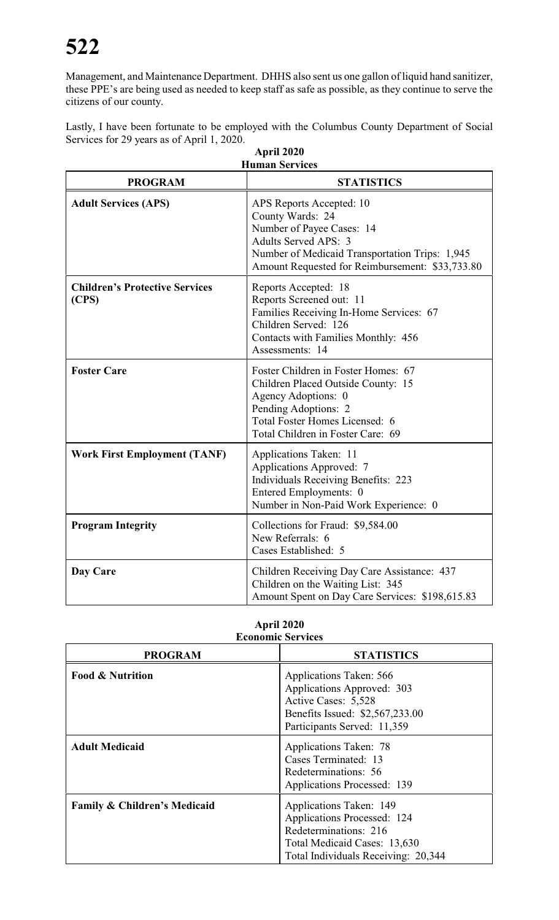Management, and Maintenance Department. DHHS also sent us one gallon of liquid hand sanitizer, these PPE's are being used as needed to keep staff as safe as possible, as they continue to serve the citizens of our county.

Lastly, I have been fortunate to be employed with the Columbus County Department of Social Services for 29 years as of April 1, 2020.

**April 2020**
**Human Services**

| PROGRAM | STATISTICS |
|---|---|
| **Adult Services (APS)** | APS Reports Accepted: 10<br>County Wards: 24<br>Number of Payee Cases: 14<br>Adults Served APS: 3<br>Number of Medicaid Transportation Trips: 1,945<br>Amount Requested for Reimbursement: $33,733.80 |
| **Children's Protective Services (CPS)** | Reports Accepted: 18<br>Reports Screened out: 11<br>Families Receiving In-Home Services: 67<br>Children Served: 126<br>Contacts with Families Monthly: 456<br>Assessments: 14 |
| **Foster Care** | Foster Children in Foster Homes: 67<br>Children Placed Outside County: 15<br>Agency Adoptions: 0<br>Pending Adoptions: 2<br>Total Foster Homes Licensed: 6<br>Total Children in Foster Care: 69 |
| **Work First Employment (TANF)** | Applications Taken: 11<br>Applications Approved: 7<br>Individuals Receiving Benefits: 223<br>Entered Employments: 0<br>Number in Non-Paid Work Experience: 0 |
| **Program Integrity** | Collections for Fraud: $9,584.00<br>New Referrals: 6<br>Cases Established: 5 |
| **Day Care** | Children Receiving Day Care Assistance: 437<br>Children on the Waiting List: 345<br>Amount Spent on Day Care Services: $198,615.83 |

**April 2020**
**Economic Services**

| PROGRAM | STATISTICS |
|---|---|
| **Food & Nutrition** | Applications Taken: 566<br>Applications Approved: 303<br>Active Cases: 5,528<br>Benefits Issued: $2,567,233.00<br>Participants Served: 11,359 |
| **Adult Medicaid** | Applications Taken: 78<br>Cases Terminated: 13<br>Redeterminations: 56<br>Applications Processed: 139 |
| **Family & Children's Medicaid** | Applications Taken: 149<br>Applications Processed: 124<br>Redeterminations: 216<br>Total Medicaid Cases: 13,630<br>Total Individuals Receiving: 20,344 |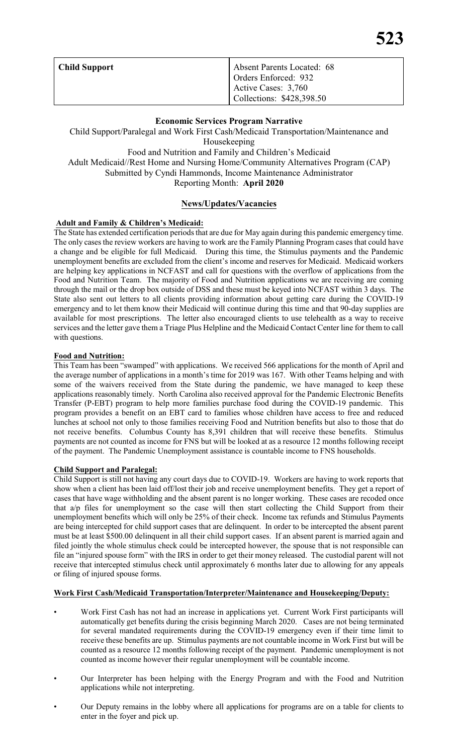| Child Support | Absent Parents Located: 68<br>Orders Enforced: 932<br>Active Cases: 3,760<br>Collections: $428,398.50 |
|---|---|

**Economic Services Program Narrative**

Child Support/Paralegal and Work First Cash/Medicaid Transportation/Maintenance and Housekeeping
Food and Nutrition and Family and Children's Medicaid
Adult Medicaid//Rest Home and Nursing Home/Community Alternatives Program (CAP)
Submitted by Cyndi Hammonds, Income Maintenance Administrator
Reporting Month: **April 2020**

## News/Updates/Vacancies

**Adult and Family & Children's Medicaid:**

The State has extended certification periods that are due for May again during this pandemic emergency time. The only cases the review workers are having to work are the Family Planning Program cases that could have a change and be eligible for full Medicaid. During this time, the Stimulus payments and the Pandemic unemployment benefits are excluded from the client's income and reserves for Medicaid. Medicaid workers are helping key applications in NCFAST and call for questions with the overflow of applications from the Food and Nutrition Team. The majority of Food and Nutrition applications we are receiving are coming through the mail or the drop box outside of DSS and these must be keyed into NCFAST within 3 days. The State also sent out letters to all clients providing information about getting care during the COVID-19 emergency and to let them know their Medicaid will continue during this time and that 90-day supplies are available for most prescriptions. The letter also encouraged clients to use telehealth as a way to receive services and the letter gave them a Triage Plus Helpline and the Medicaid Contact Center line for them to call with questions.

**Food and Nutrition:**

This Team has been "swamped" with applications. We received 566 applications for the month of April and the average number of applications in a month's time for 2019 was 167. With other Teams helping and with some of the waivers received from the State during the pandemic, we have managed to keep these applications reasonably timely. North Carolina also received approval for the Pandemic Electronic Benefits Transfer (P-EBT) program to help more families purchase food during the COVID-19 pandemic. This program provides a benefit on an EBT card to families whose children have access to free and reduced lunches at school not only to those families receiving Food and Nutrition benefits but also to those that do not receive benefits. Columbus County has 8,391 children that will receive these benefits. Stimulus payments are not counted as income for FNS but will be looked at as a resource 12 months following receipt of the payment. The Pandemic Unemployment assistance is countable income to FNS households.

**Child Support and Paralegal:**

Child Support is still not having any court days due to COVID-19. Workers are having to work reports that show when a client has been laid off/lost their job and receive unemployment benefits. They get a report of cases that have wage withholding and the absent parent is no longer working. These cases are recoded once that a/p files for unemployment so the case will then start collecting the Child Support from their unemployment benefits which will only be 25% of their check. Income tax refunds and Stimulus Payments are being intercepted for child support cases that are delinquent. In order to be intercepted the absent parent must be at least $500.00 delinquent in all their child support cases. If an absent parent is married again and filed jointly the whole stimulus check could be intercepted however, the spouse that is not responsible can file an "injured spouse form" with the IRS in order to get their money released. The custodial parent will not receive that intercepted stimulus check until approximately 6 months later due to allowing for any appeals or filing of injured spouse forms.

**Work First Cash/Medicaid Transportation/Interpreter/Maintenance and Housekeeping/Deputy:**

- Work First Cash has not had an increase in applications yet. Current Work First participants will automatically get benefits during the crisis beginning March 2020. Cases are not being terminated for several mandated requirements during the COVID-19 emergency even if their time limit to receive these benefits are up. Stimulus payments are not countable income in Work First but will be counted as a resource 12 months following receipt of the payment. Pandemic unemployment is not counted as income however their regular unemployment will be countable income.
- Our Interpreter has been helping with the Energy Program and with the Food and Nutrition applications while not interpreting.
- Our Deputy remains in the lobby where all applications for programs are on a table for clients to enter in the foyer and pick up.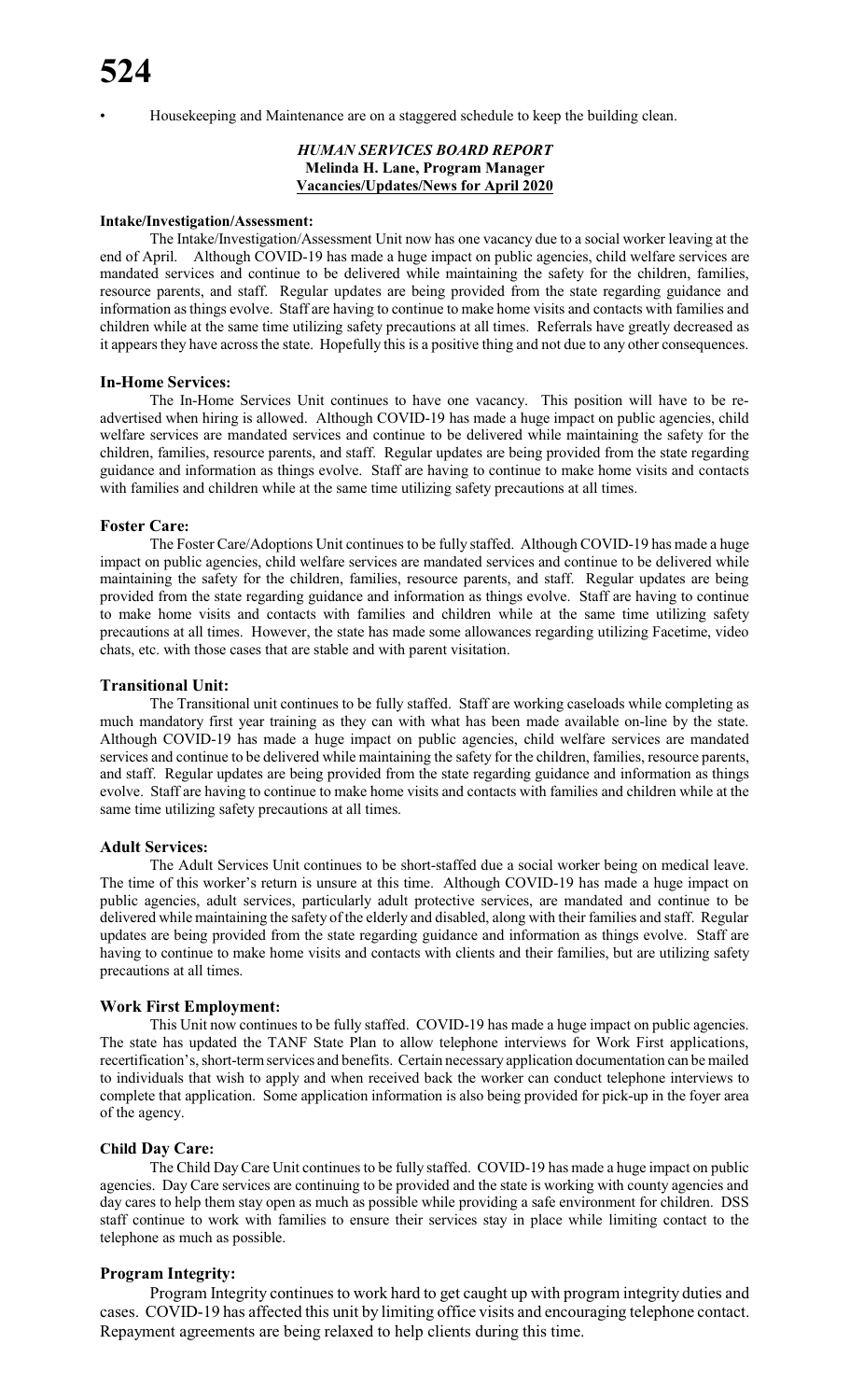- Housekeeping and Maintenance are on a staggered schedule to keep the building clean.

### *HUMAN SERVICES BOARD REPORT*
**Melinda H. Lane, Program Manager**
**Vacancies/Updates/News for April 2020**

#### Intake/Investigation/Assessment:

The Intake/Investigation/Assessment Unit now has one vacancy due to a social worker leaving at the end of April. Although COVID-19 has made a huge impact on public agencies, child welfare services are mandated services and continue to be delivered while maintaining the safety for the children, families, resource parents, and staff. Regular updates are being provided from the state regarding guidance and information as things evolve. Staff are having to continue to make home visits and contacts with families and children while at the same time utilizing safety precautions at all times. Referrals have greatly decreased as it appears they have across the state. Hopefully this is a positive thing and not due to any other consequences.

#### In-Home Services:

The In-Home Services Unit continues to have one vacancy. This position will have to be re-advertised when hiring is allowed. Although COVID-19 has made a huge impact on public agencies, child welfare services are mandated services and continue to be delivered while maintaining the safety for the children, families, resource parents, and staff. Regular updates are being provided from the state regarding guidance and information as things evolve. Staff are having to continue to make home visits and contacts with families and children while at the same time utilizing safety precautions at all times.

#### Foster Care:

The Foster Care/Adoptions Unit continues to be fully staffed. Although COVID-19 has made a huge impact on public agencies, child welfare services are mandated services and continue to be delivered while maintaining the safety for the children, families, resource parents, and staff. Regular updates are being provided from the state regarding guidance and information as things evolve. Staff are having to continue to make home visits and contacts with families and children while at the same time utilizing safety precautions at all times. However, the state has made some allowances regarding utilizing Facetime, video chats, etc. with those cases that are stable and with parent visitation.

#### Transitional Unit:

The Transitional unit continues to be fully staffed. Staff are working caseloads while completing as much mandatory first year training as they can with what has been made available on-line by the state. Although COVID-19 has made a huge impact on public agencies, child welfare services are mandated services and continue to be delivered while maintaining the safety for the children, families, resource parents, and staff. Regular updates are being provided from the state regarding guidance and information as things evolve. Staff are having to continue to make home visits and contacts with families and children while at the same time utilizing safety precautions at all times.

#### Adult Services:

The Adult Services Unit continues to be short-staffed due a social worker being on medical leave. The time of this worker's return is unsure at this time. Although COVID-19 has made a huge impact on public agencies, adult services, particularly adult protective services, are mandated and continue to be delivered while maintaining the safety of the elderly and disabled, along with their families and staff. Regular updates are being provided from the state regarding guidance and information as things evolve. Staff are having to continue to make home visits and contacts with clients and their families, but are utilizing safety precautions at all times.

#### Work First Employment:

This Unit now continues to be fully staffed. COVID-19 has made a huge impact on public agencies. The state has updated the TANF State Plan to allow telephone interviews for Work First applications, recertification's, short-term services and benefits. Certain necessary application documentation can be mailed to individuals that wish to apply and when received back the worker can conduct telephone interviews to complete that application. Some application information is also being provided for pick-up in the foyer area of the agency.

#### Child Day Care:

The Child Day Care Unit continues to be fully staffed. COVID-19 has made a huge impact on public agencies. Day Care services are continuing to be provided and the state is working with county agencies and day cares to help them stay open as much as possible while providing a safe environment for children. DSS staff continue to work with families to ensure their services stay in place while limiting contact to the telephone as much as possible.

#### Program Integrity:

Program Integrity continues to work hard to get caught up with program integrity duties and cases. COVID-19 has affected this unit by limiting office visits and encouraging telephone contact. Repayment agreements are being relaxed to help clients during this time.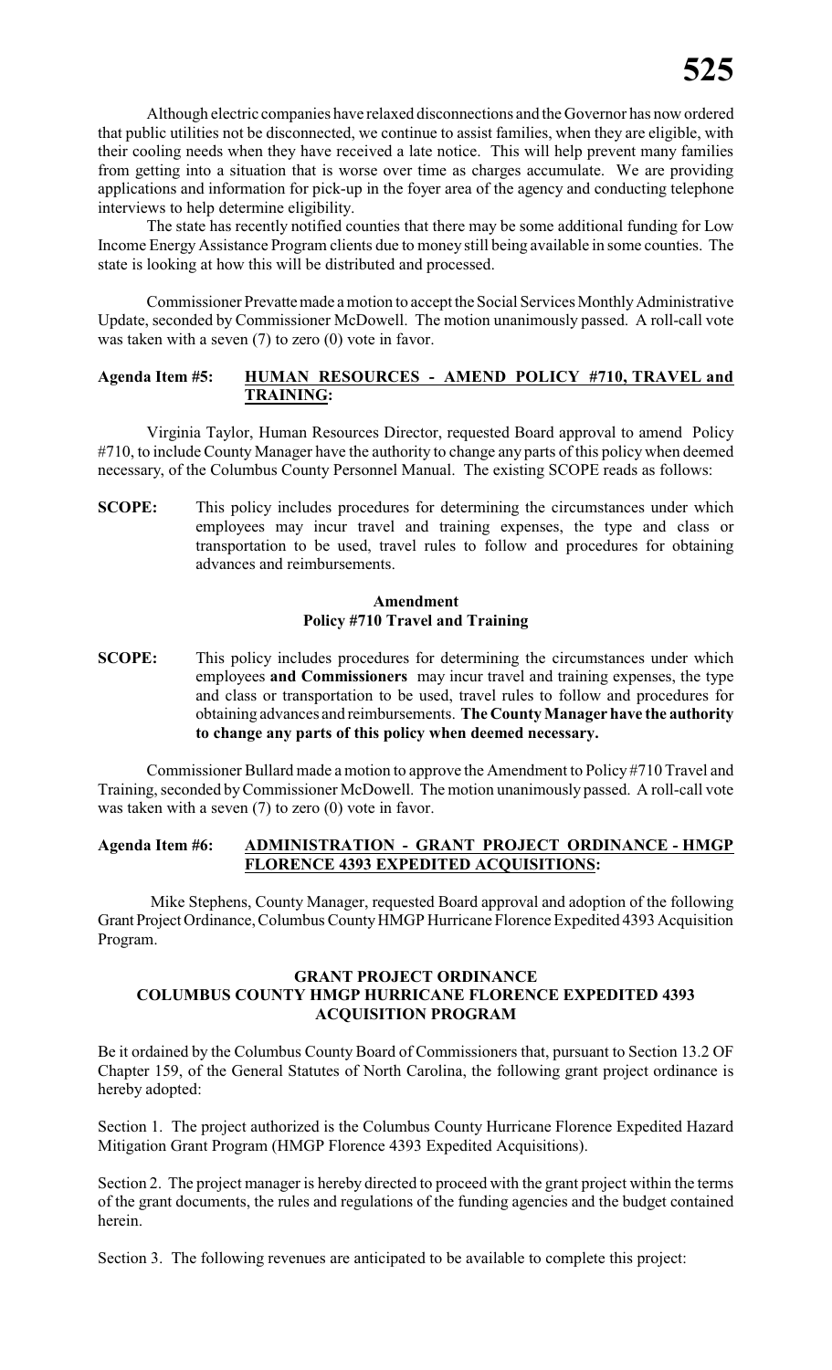Although electric companies have relaxed disconnections and the Governor has now ordered that public utilities not be disconnected, we continue to assist families, when they are eligible, with their cooling needs when they have received a late notice. This will help prevent many families from getting into a situation that is worse over time as charges accumulate. We are providing applications and information for pick-up in the foyer area of the agency and conducting telephone interviews to help determine eligibility.

The state has recently notified counties that there may be some additional funding for Low Income Energy Assistance Program clients due to money still being available in some counties. The state is looking at how this will be distributed and processed.

Commissioner Prevatte made a motion to accept the Social Services Monthly Administrative Update, seconded by Commissioner McDowell. The motion unanimously passed. A roll-call vote was taken with a seven (7) to zero (0) vote in favor.

**Agenda Item #5: <u>HUMAN RESOURCES - AMEND POLICY #710, TRAVEL and TRAINING</u>:**

Virginia Taylor, Human Resources Director, requested Board approval to amend Policy #710, to include County Manager have the authority to change any parts of this policy when deemed necessary, of the Columbus County Personnel Manual. The existing SCOPE reads as follows:

**SCOPE:** This policy includes procedures for determining the circumstances under which employees may incur travel and training expenses, the type and class or transportation to be used, travel rules to follow and procedures for obtaining advances and reimbursements.

**Amendment**
**Policy #710 Travel and Training**

**SCOPE:** This policy includes procedures for determining the circumstances under which employees **and Commissioners** may incur travel and training expenses, the type and class or transportation to be used, travel rules to follow and procedures for obtaining advances and reimbursements. **The County Manager have the authority to change any parts of this policy when deemed necessary.**

Commissioner Bullard made a motion to approve the Amendment to Policy #710 Travel and Training, seconded by Commissioner McDowell. The motion unanimously passed. A roll-call vote was taken with a seven (7) to zero (0) vote in favor.

**Agenda Item #6: <u>ADMINISTRATION - GRANT PROJECT ORDINANCE - HMGP FLORENCE 4393 EXPEDITED ACQUISITIONS</u>:**

Mike Stephens, County Manager, requested Board approval and adoption of the following Grant Project Ordinance, Columbus County HMGP Hurricane Florence Expedited 4393 Acquisition Program.

**GRANT PROJECT ORDINANCE**
**COLUMBUS COUNTY HMGP HURRICANE FLORENCE EXPEDITED 4393 ACQUISITION PROGRAM**

Be it ordained by the Columbus County Board of Commissioners that, pursuant to Section 13.2 OF Chapter 159, of the General Statutes of North Carolina, the following grant project ordinance is hereby adopted:

Section 1. The project authorized is the Columbus County Hurricane Florence Expedited Hazard Mitigation Grant Program (HMGP Florence 4393 Expedited Acquisitions).

Section 2. The project manager is hereby directed to proceed with the grant project within the terms of the grant documents, the rules and regulations of the funding agencies and the budget contained herein.

Section 3. The following revenues are anticipated to be available to complete this project: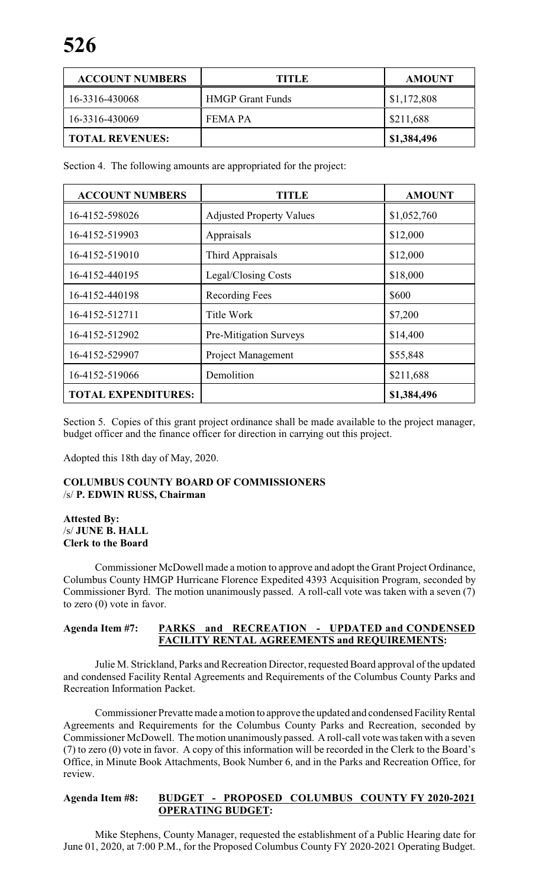| ACCOUNT NUMBERS | TITLE | AMOUNT |
|---|---|---|
| 16-3316-430068 | HMGP Grant Funds | $1,172,808 |
| 16-3316-430069 | FEMA PA | $211,688 |
| **TOTAL REVENUES:** | | **$1,384,496** |

Section 4. The following amounts are appropriated for the project:

| ACCOUNT NUMBERS | TITLE | AMOUNT |
|---|---|---|
| 16-4152-598026 | Adjusted Property Values | $1,052,760 |
| 16-4152-519903 | Appraisals | $12,000 |
| 16-4152-519010 | Third Appraisals | $12,000 |
| 16-4152-440195 | Legal/Closing Costs | $18,000 |
| 16-4152-440198 | Recording Fees | $600 |
| 16-4152-512711 | Title Work | $7,200 |
| 16-4152-512902 | Pre-Mitigation Surveys | $14,400 |
| 16-4152-529907 | Project Management | $55,848 |
| 16-4152-519066 | Demolition | $211,688 |
| **TOTAL EXPENDITURES:** | | **$1,384,496** |

Section 5. Copies of this grant project ordinance shall be made available to the project manager, budget officer and the finance officer for direction in carrying out this project.

Adopted this 18th day of May, 2020.

**COLUMBUS COUNTY BOARD OF COMMISSIONERS**
/s/ **P. EDWIN RUSS, Chairman**

**Attested By:**
/s/ **JUNE B. HALL**
**Clerk to the Board**

Commissioner McDowell made a motion to approve and adopt the Grant Project Ordinance, Columbus County HMGP Hurricane Florence Expedited 4393 Acquisition Program, seconded by Commissioner Byrd. The motion unanimously passed. A roll-call vote was taken with a seven (7) to zero (0) vote in favor.

**Agenda Item #7: PARKS and RECREATION - UPDATED and CONDENSED FACILITY RENTAL AGREEMENTS and REQUIREMENTS:**

Julie M. Strickland, Parks and Recreation Director, requested Board approval of the updated and condensed Facility Rental Agreements and Requirements of the Columbus County Parks and Recreation Information Packet.

Commissioner Prevatte made a motion to approve the updated and condensed Facility Rental Agreements and Requirements for the Columbus County Parks and Recreation, seconded by Commissioner McDowell. The motion unanimously passed. A roll-call vote was taken with a seven (7) to zero (0) vote in favor. A copy of this information will be recorded in the Clerk to the Board's Office, in Minute Book Attachments, Book Number 6, and in the Parks and Recreation Office, for review.

**Agenda Item #8: BUDGET - PROPOSED COLUMBUS COUNTY FY 2020-2021 OPERATING BUDGET:**

Mike Stephens, County Manager, requested the establishment of a Public Hearing date for June 01, 2020, at 7:00 P.M., for the Proposed Columbus County FY 2020-2021 Operating Budget.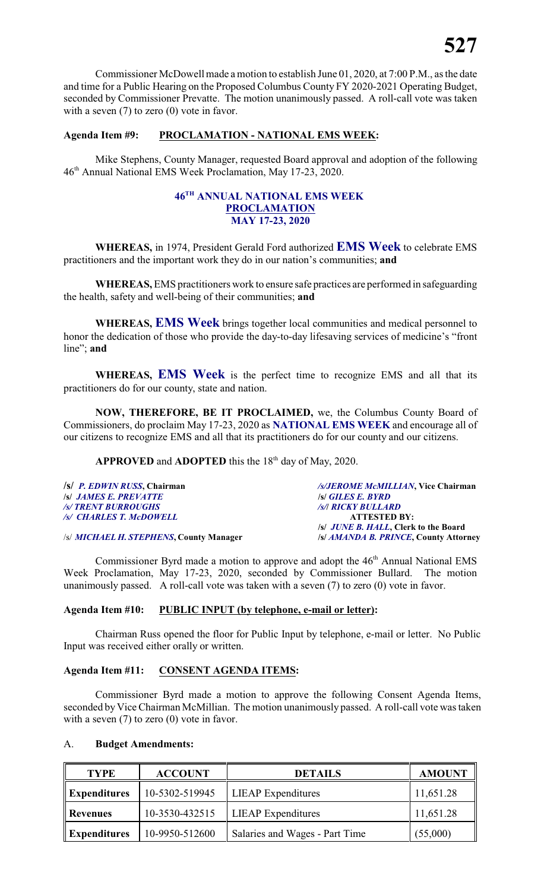Commissioner McDowell made a motion to establish June 01, 2020, at 7:00 P.M., as the date and time for a Public Hearing on the Proposed Columbus County FY 2020-2021 Operating Budget, seconded by Commissioner Prevatte. The motion unanimously passed. A roll-call vote was taken with a seven (7) to zero (0) vote in favor.

**Agenda Item #9: PROCLAMATION - NATIONAL EMS WEEK:**

Mike Stephens, County Manager, requested Board approval and adoption of the following 46th Annual National EMS Week Proclamation, May 17-23, 2020.

**46TH ANNUAL NATIONAL EMS WEEK**
**PROCLAMATION**
**MAY 17-23, 2020**

**WHEREAS,** in 1974, President Gerald Ford authorized **EMS Week** to celebrate EMS practitioners and the important work they do in our nation's communities; **and**

**WHEREAS,** EMS practitioners work to ensure safe practices are performed in safeguarding the health, safety and well-being of their communities; **and**

**WHEREAS, EMS Week** brings together local communities and medical personnel to honor the dedication of those who provide the day-to-day lifesaving services of medicine's "front line"; **and**

**WHEREAS, EMS Week** is the perfect time to recognize EMS and all that its practitioners do for our county, state and nation.

**NOW, THEREFORE, BE IT PROCLAIMED,** we, the Columbus County Board of Commissioners, do proclaim May 17-23, 2020 as **NATIONAL EMS WEEK** and encourage all of our citizens to recognize EMS and all that its practitioners do for our county and our citizens.

**APPROVED** and **ADOPTED** this the 18th day of May, 2020.

**/s/** ***P. EDWIN RUSS*****, Chairman**
**/s/** ***JAMES E. PREVATTE***
***/s/ TRENT BURROUGHS***
***/s/ CHARLES T. McDOWELL***

/s/ ***MICHAEL H. STEPHENS*****, County Manager**

***/s/JEROME McMILLIAN*****, Vice Chairman**
**/s/** ***GILES E. BYRD***
***/s/ RICKY BULLARD***
**ATTESTED BY:**
**/s/** ***JUNE B. HALL*****, Clerk to the Board**
**/s/** ***AMANDA B. PRINCE*****, County Attorney**

Commissioner Byrd made a motion to approve and adopt the 46th Annual National EMS Week Proclamation, May 17-23, 2020, seconded by Commissioner Bullard. The motion unanimously passed. A roll-call vote was taken with a seven (7) to zero (0) vote in favor.

**Agenda Item #10: PUBLIC INPUT (by telephone, e-mail or letter):**

Chairman Russ opened the floor for Public Input by telephone, e-mail or letter. No Public Input was received either orally or written.

**Agenda Item #11: CONSENT AGENDA ITEMS:**

Commissioner Byrd made a motion to approve the following Consent Agenda Items, seconded by Vice Chairman McMillian. The motion unanimously passed. A roll-call vote was taken with a seven (7) to zero (0) vote in favor.

A. **Budget Amendments:**

| TYPE | ACCOUNT | DETAILS | AMOUNT |
|---|---|---|---|
| **Expenditures** | 10-5302-519945 | LIEAP Expenditures | 11,651.28 |
| **Revenues** | 10-3530-432515 | LIEAP Expenditures | 11,651.28 |
| **Expenditures** | 10-9950-512600 | Salaries and Wages - Part Time | (55,000) |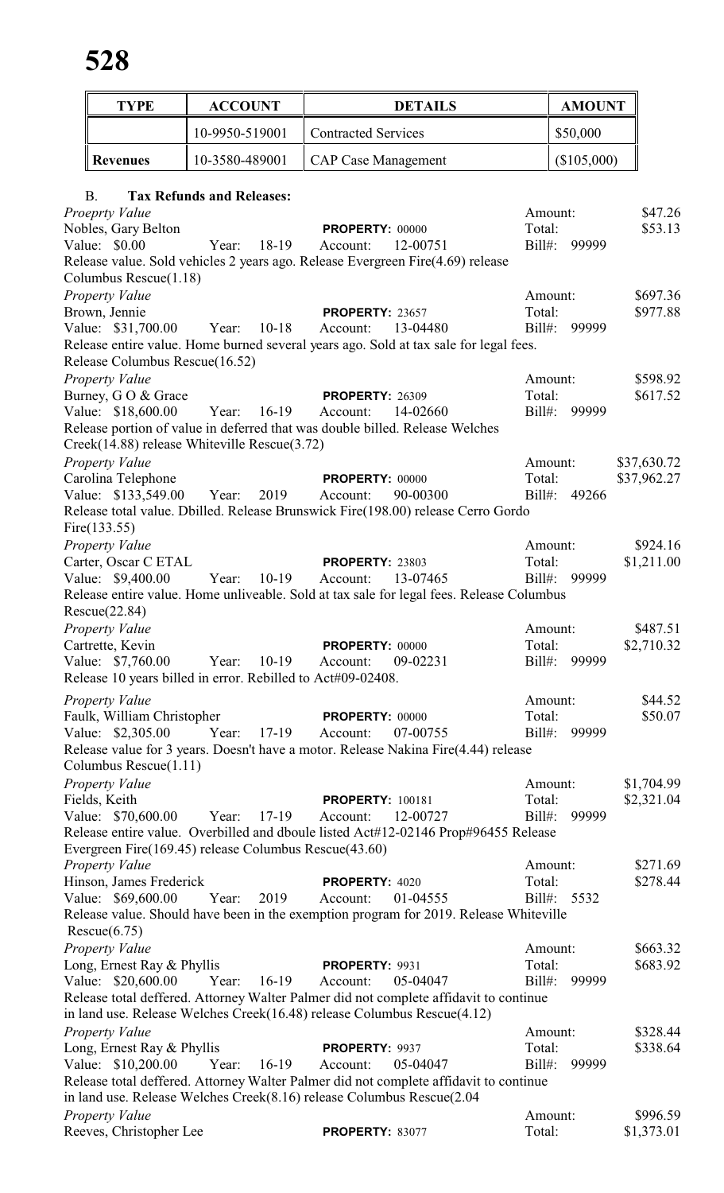| TYPE | ACCOUNT | DETAILS | AMOUNT |
|---|---|---|---|
| | 10-9950-519001 | Contracted Services | $50,000 |
| **Revenues** | 10-3580-489001 | CAP Case Management | ($105,000) |

B. **Tax Refunds and Releases:**

*Proeprty Value*
Nobles, Gary Belton — **PROPERTY:** 00000
Value: $0.00 Year: 18-19 Account: 12-00751
Amount: $47.26 Total: $53.13 Bill#: 99999
Release value. Sold vehicles 2 years ago. Release Evergreen Fire(4.69) release Columbus Rescue(1.18)

*Property Value*
Brown, Jennie — **PROPERTY:** 23657
Value: $31,700.00 Year: 10-18 Account: 13-04480
Amount: $697.36 Total: $977.88 Bill#: 99999
Release entire value. Home burned several years ago. Sold at tax sale for legal fees. Release Columbus Rescue(16.52)

*Property Value*
Burney, G O & Grace — **PROPERTY:** 26309
Value: $18,600.00 Year: 16-19 Account: 14-02660
Amount: $598.92 Total: $617.52 Bill#: 99999
Release portion of value in deferred that was double billed. Release Welches Creek(14.88) release Whiteville Rescue(3.72)

*Property Value*
Carolina Telephone — **PROPERTY:** 00000
Value: $133,549.00 Year: 2019 Account: 90-00300
Amount: $37,630.72 Total: $37,962.27 Bill#: 49266
Release total value. Dbilled. Release Brunswick Fire(198.00) release Cerro Gordo Fire(133.55)

*Property Value*
Carter, Oscar C ETAL — **PROPERTY:** 23803
Value: $9,400.00 Year: 10-19 Account: 13-07465
Amount: $924.16 Total: $1,211.00 Bill#: 99999
Release entire value. Home unliveable. Sold at tax sale for legal fees. Release Columbus Rescue(22.84)

*Property Value*
Cartrette, Kevin — **PROPERTY:** 00000
Value: $7,760.00 Year: 10-19 Account: 09-02231
Amount: $487.51 Total: $2,710.32 Bill#: 99999
Release 10 years billed in error. Rebilled to Act#09-02408.

*Property Value*
Faulk, William Christopher — **PROPERTY:** 00000
Value: $2,305.00 Year: 17-19 Account: 07-00755
Amount: $44.52 Total: $50.07 Bill#: 99999
Release value for 3 years. Doesn't have a motor. Release Nakina Fire(4.44) release Columbus Rescue(1.11)

*Property Value*
Fields, Keith — **PROPERTY:** 100181
Value: $70,600.00 Year: 17-19 Account: 12-00727
Amount: $1,704.99 Total: $2,321.04 Bill#: 99999
Release entire value. Overbilled and dboule listed Act#12-02146 Prop#96455 Release Evergreen Fire(169.45) release Columbus Rescue(43.60)

*Property Value*
Hinson, James Frederick — **PROPERTY:** 4020
Value: $69,600.00 Year: 2019 Account: 01-04555
Amount: $271.69 Total: $278.44 Bill#: 5532
Release value. Should have been in the exemption program for 2019. Release Whiteville Rescue(6.75)

*Property Value*
Long, Ernest Ray & Phyllis — **PROPERTY:** 9931
Value: $20,600.00 Year: 16-19 Account: 05-04047
Amount: $663.32 Total: $683.92 Bill#: 99999
Release total deffered. Attorney Walter Palmer did not complete affidavit to continue in land use. Release Welches Creek(16.48) release Columbus Rescue(4.12)

*Property Value*
Long, Ernest Ray & Phyllis — **PROPERTY:** 9937
Value: $10,200.00 Year: 16-19 Account: 05-04047
Amount: $328.44 Total: $338.64 Bill#: 99999
Release total deffered. Attorney Walter Palmer did not complete affidavit to continue in land use. Release Welches Creek(8.16) release Columbus Rescue(2.04

*Property Value*
Reeves, Christopher Lee — **PROPERTY:** 83077
Amount: $996.59 Total: $1,373.01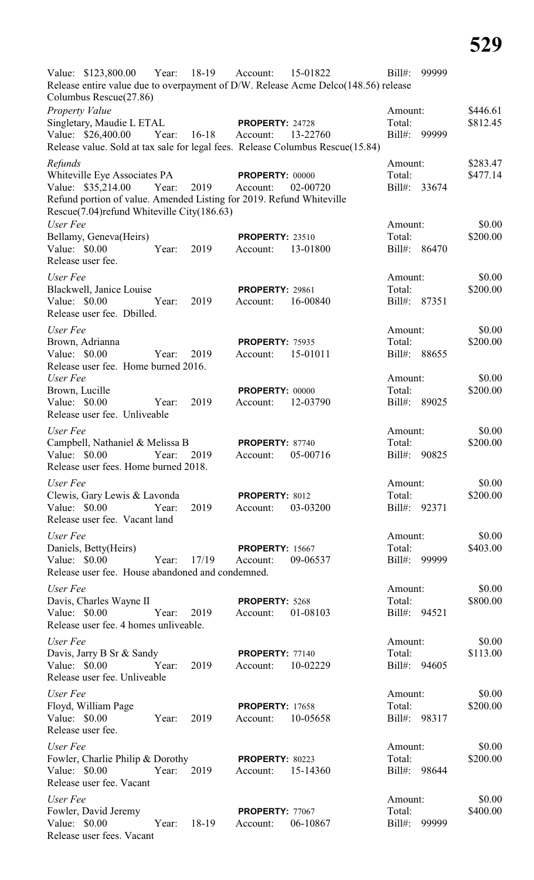Value: $123,800.00 Year: 18-19 Account: 15-01822 Bill#: 99999
Release entire value due to overpayment of D/W. Release Acme Delco(148.56) release Columbus Rescue(27.86)

*Property Value*
Amount: $446.61
Singletary, Maudie L ETAL **PROPERTY:** 24728 Total: $812.45
Value: $26,400.00 Year: 16-18 Account: 13-22760 Bill#: 99999
Release value. Sold at tax sale for legal fees. Release Columbus Rescue(15.84)

*Refunds*
Amount: $283.47
Whiteville Eye Associates PA **PROPERTY:** 00000 Total: $477.14
Value: $35,214.00 Year: 2019 Account: 02-00720 Bill#: 33674
Refund portion of value. Amended Listing for 2019. Refund Whiteville Rescue(7.04)refund Whiteville City(186.63)

*User Fee*
Amount: $0.00
Bellamy, Geneva(Heirs) **PROPERTY:** 23510 Total: $200.00
Value: $0.00 Year: 2019 Account: 13-01800 Bill#: 86470
Release user fee.

*User Fee*
Amount: $0.00
Blackwell, Janice Louise **PROPERTY:** 29861 Total: $200.00
Value: $0.00 Year: 2019 Account: 16-00840 Bill#: 87351
Release user fee. Dbilled.

*User Fee*
Amount: $0.00
Brown, Adrianna **PROPERTY:** 75935 Total: $200.00
Value: $0.00 Year: 2019 Account: 15-01011 Bill#: 88655
Release user fee. Home burned 2016.

*User Fee*
Amount: $0.00
Brown, Lucille **PROPERTY:** 00000 Total: $200.00
Value: $0.00 Year: 2019 Account: 12-03790 Bill#: 89025
Release user fee. Unliveable

*User Fee*
Amount: $0.00
Campbell, Nathaniel & Melissa B **PROPERTY:** 87740 Total: $200.00
Value: $0.00 Year: 2019 Account: 05-00716 Bill#: 90825
Release user fees. Home burned 2018.

*User Fee*
Amount: $0.00
Clewis, Gary Lewis & Lavonda **PROPERTY:** 8012 Total: $200.00
Value: $0.00 Year: 2019 Account: 03-03200 Bill#: 92371
Release user fee. Vacant land

*User Fee*
Amount: $0.00
Daniels, Betty(Heirs) **PROPERTY:** 15667 Total: $403.00
Value: $0.00 Year: 17/19 Account: 09-06537 Bill#: 99999
Release user fee. House abandoned and condemned.

*User Fee*
Amount: $0.00
Davis, Charles Wayne II **PROPERTY:** 5268 Total: $800.00
Value: $0.00 Year: 2019 Account: 01-08103 Bill#: 94521
Release user fee. 4 homes unliveable.

*User Fee*
Amount: $0.00
Davis, Jarry B Sr & Sandy **PROPERTY:** 77140 Total: $113.00
Value: $0.00 Year: 2019 Account: 10-02229 Bill#: 94605
Release user fee. Unliveable

*User Fee*
Amount: $0.00
Floyd, William Page **PROPERTY:** 17658 Total: $200.00
Value: $0.00 Year: 2019 Account: 10-05658 Bill#: 98317
Release user fee.

*User Fee*
Amount: $0.00
Fowler, Charlie Philip & Dorothy **PROPERTY:** 80223 Total: $200.00
Value: $0.00 Year: 2019 Account: 15-14360 Bill#: 98644
Release user fee. Vacant

*User Fee*
Amount: $0.00
Fowler, David Jeremy **PROPERTY:** 77067 Total: $400.00
Value: $0.00 Year: 18-19 Account: 06-10867 Bill#: 99999
Release user fees. Vacant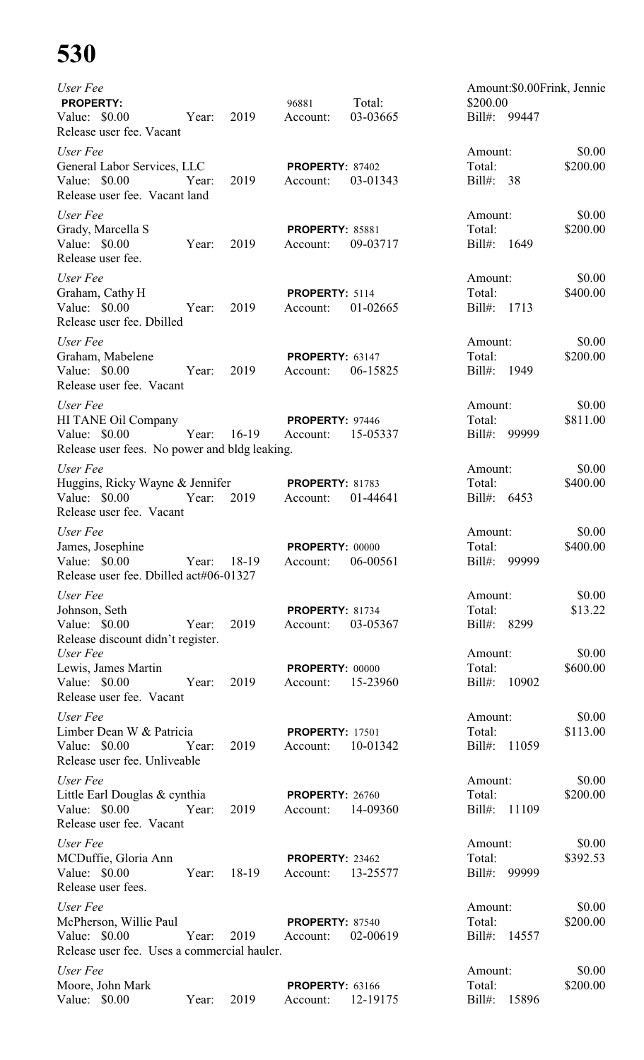# 530

*User Fee* Amount:$0.00Frink, Jennie
**PROPERTY:** 96881 Total: $200.00
Value: $0.00 Year: 2019 Account: 03-03665 Bill#: 99447
Release user fee. Vacant

*User Fee* Amount: $0.00
General Labor Services, LLC **PROPERTY:** 87402 Total: $200.00
Value: $0.00 Year: 2019 Account: 03-01343 Bill#: 38
Release user fee. Vacant land

*User Fee* Amount: $0.00
Grady, Marcella S **PROPERTY:** 85881 Total: $200.00
Value: $0.00 Year: 2019 Account: 09-03717 Bill#: 1649
Release user fee.

*User Fee* Amount: $0.00
Graham, Cathy H **PROPERTY:** 5114 Total: $400.00
Value: $0.00 Year: 2019 Account: 01-02665 Bill#: 1713
Release user fee. Dbilled

*User Fee* Amount: $0.00
Graham, Mabelene **PROPERTY:** 63147 Total: $200.00
Value: $0.00 Year: 2019 Account: 06-15825 Bill#: 1949
Release user fee. Vacant

*User Fee* Amount: $0.00
HI TANE Oil Company **PROPERTY:** 97446 Total: $811.00
Value: $0.00 Year: 16-19 Account: 15-05337 Bill#: 99999
Release user fees. No power and bldg leaking.

*User Fee* Amount: $0.00
Huggins, Ricky Wayne & Jennifer **PROPERTY:** 81783 Total: $400.00
Value: $0.00 Year: 2019 Account: 01-44641 Bill#: 6453
Release user fee. Vacant

*User Fee* Amount: $0.00
James, Josephine **PROPERTY:** 00000 Total: $400.00
Value: $0.00 Year: 18-19 Account: 06-00561 Bill#: 99999
Release user fee. Dbilled act#06-01327

*User Fee* Amount: $0.00
Johnson, Seth **PROPERTY:** 81734 Total: $13.22
Value: $0.00 Year: 2019 Account: 03-05367 Bill#: 8299
Release discount didn't register.

*User Fee* Amount: $0.00
Lewis, James Martin **PROPERTY:** 00000 Total: $600.00
Value: $0.00 Year: 2019 Account: 15-23960 Bill#: 10902
Release user fee. Vacant

*User Fee* Amount: $0.00
Limber Dean W & Patricia **PROPERTY:** 17501 Total: $113.00
Value: $0.00 Year: 2019 Account: 10-01342 Bill#: 11059
Release user fee. Unliveable

*User Fee* Amount: $0.00
Little Earl Douglas & cynthia **PROPERTY:** 26760 Total: $200.00
Value: $0.00 Year: 2019 Account: 14-09360 Bill#: 11109
Release user fee. Vacant

*User Fee* Amount: $0.00
MCDuffie, Gloria Ann **PROPERTY:** 23462 Total: $392.53
Value: $0.00 Year: 18-19 Account: 13-25577 Bill#: 99999
Release user fees.

*User Fee* Amount: $0.00
McPherson, Willie Paul **PROPERTY:** 87540 Total: $200.00
Value: $0.00 Year: 2019 Account: 02-00619 Bill#: 14557
Release user fee. Uses a commercial hauler.

*User Fee* Amount: $0.00
Moore, John Mark **PROPERTY:** 63166 Total: $200.00
Value: $0.00 Year: 2019 Account: 12-19175 Bill#: 15896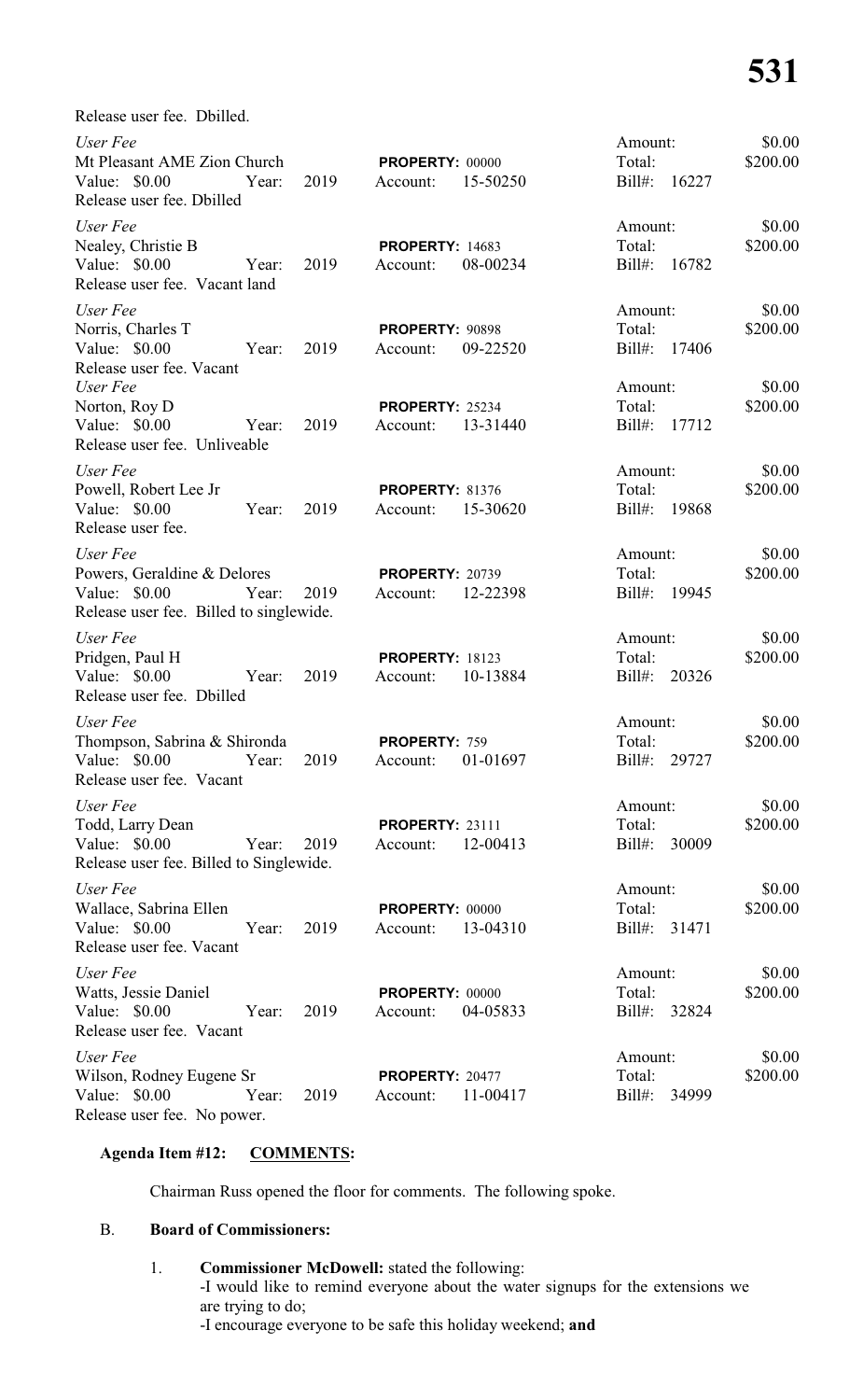Release user fee. Dbilled.

*User Fee*
Mt Pleasant AME Zion Church | **PROPERTY:** 00000 | Amount: $0.00
Value: $0.00 Year: 2019 | Account: 15-50250 | Total: $200.00
Bill#: 16227
Release user fee. Dbilled

*User Fee*
Nealey, Christie B | **PROPERTY:** 14683 | Amount: $0.00
Value: $0.00 Year: 2019 | Account: 08-00234 | Total: $200.00
Bill#: 16782
Release user fee. Vacant land

*User Fee*
Norris, Charles T | **PROPERTY:** 90898 | Amount: $0.00
Value: $0.00 Year: 2019 | Account: 09-22520 | Total: $200.00
Bill#: 17406
Release user fee. Vacant

*User Fee*
Norton, Roy D | **PROPERTY:** 25234 | Amount: $0.00
Value: $0.00 Year: 2019 | Account: 13-31440 | Total: $200.00
Bill#: 17712
Release user fee. Unliveable

*User Fee*
Powell, Robert Lee Jr | **PROPERTY:** 81376 | Amount: $0.00
Value: $0.00 Year: 2019 | Account: 15-30620 | Total: $200.00
Bill#: 19868
Release user fee.

*User Fee*
Powers, Geraldine & Delores | **PROPERTY:** 20739 | Amount: $0.00
Value: $0.00 Year: 2019 | Account: 12-22398 | Total: $200.00
Bill#: 19945
Release user fee. Billed to singlewide.

*User Fee*
Pridgen, Paul H | **PROPERTY:** 18123 | Amount: $0.00
Value: $0.00 Year: 2019 | Account: 10-13884 | Total: $200.00
Bill#: 20326
Release user fee. Dbilled

*User Fee*
Thompson, Sabrina & Shironda | **PROPERTY:** 759 | Amount: $0.00
Value: $0.00 Year: 2019 | Account: 01-01697 | Total: $200.00
Bill#: 29727
Release user fee. Vacant

*User Fee*
Todd, Larry Dean | **PROPERTY:** 23111 | Amount: $0.00
Value: $0.00 Year: 2019 | Account: 12-00413 | Total: $200.00
Bill#: 30009
Release user fee. Billed to Singlewide.

*User Fee*
Wallace, Sabrina Ellen | **PROPERTY:** 00000 | Amount: $0.00
Value: $0.00 Year: 2019 | Account: 13-04310 | Total: $200.00
Bill#: 31471
Release user fee. Vacant

*User Fee*
Watts, Jessie Daniel | **PROPERTY:** 00000 | Amount: $0.00
Value: $0.00 Year: 2019 | Account: 04-05833 | Total: $200.00
Bill#: 32824
Release user fee. Vacant

*User Fee*
Wilson, Rodney Eugene Sr | **PROPERTY:** 20477 | Amount: $0.00
Value: $0.00 Year: 2019 | Account: 11-00417 | Total: $200.00
Bill#: 34999
Release user fee. No power.

**Agenda Item #12: COMMENTS:**

Chairman Russ opened the floor for comments. The following spoke.

B. **Board of Commissioners:**

1. **Commissioner McDowell:** stated the following:
   - I would like to remind everyone about the water signups for the extensions we are trying to do;
   - I encourage everyone to be safe this holiday weekend; **and**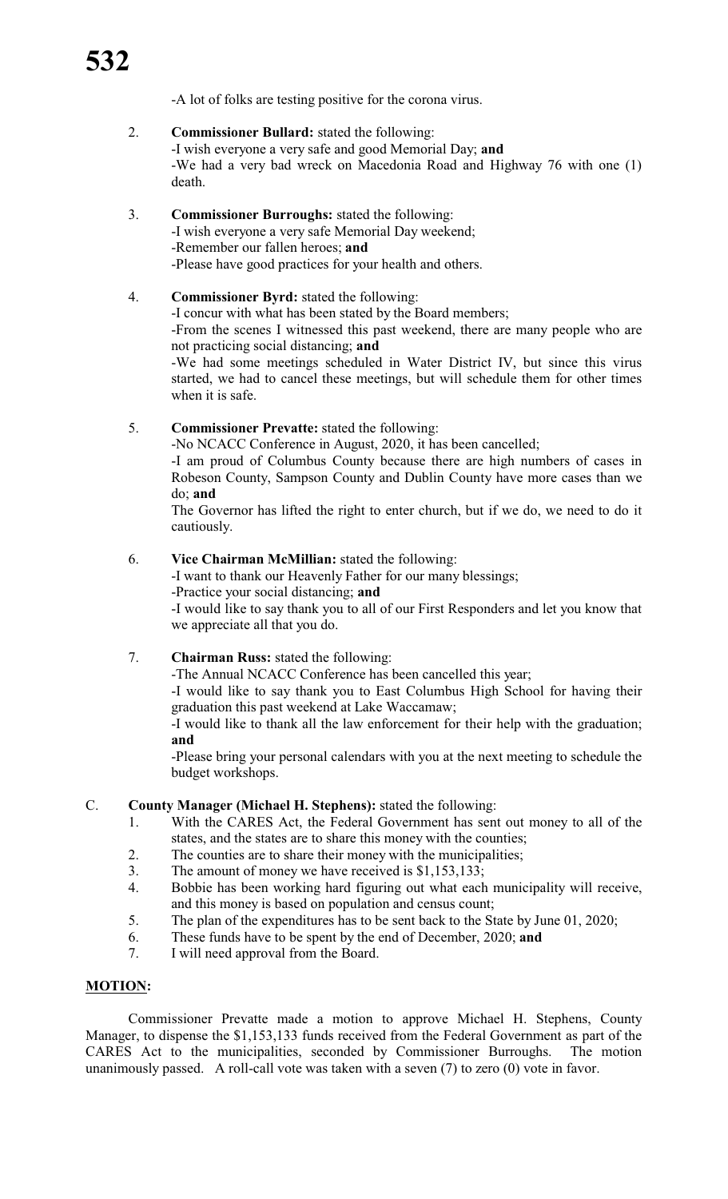-A lot of folks are testing positive for the corona virus.

2. **Commissioner Bullard:** stated the following:
   -I wish everyone a very safe and good Memorial Day; **and**
   -We had a very bad wreck on Macedonia Road and Highway 76 with one (1) death.

3. **Commissioner Burroughs:** stated the following:
   -I wish everyone a very safe Memorial Day weekend;
   -Remember our fallen heroes; **and**
   -Please have good practices for your health and others.

4. **Commissioner Byrd:** stated the following:
   -I concur with what has been stated by the Board members;
   -From the scenes I witnessed this past weekend, there are many people who are not practicing social distancing; **and**
   -We had some meetings scheduled in Water District IV, but since this virus started, we had to cancel these meetings, but will schedule them for other times when it is safe.

5. **Commissioner Prevatte:** stated the following:
   -No NCACC Conference in August, 2020, it has been cancelled;
   -I am proud of Columbus County because there are high numbers of cases in Robeson County, Sampson County and Dublin County have more cases than we do; **and**
   The Governor has lifted the right to enter church, but if we do, we need to do it cautiously.

6. **Vice Chairman McMillian:** stated the following:
   -I want to thank our Heavenly Father for our many blessings;
   -Practice your social distancing; **and**
   -I would like to say thank you to all of our First Responders and let you know that we appreciate all that you do.

7. **Chairman Russ:** stated the following:
   -The Annual NCACC Conference has been cancelled this year;
   -I would like to say thank you to East Columbus High School for having their graduation this past weekend at Lake Waccamaw;
   -I would like to thank all the law enforcement for their help with the graduation; **and**
   -Please bring your personal calendars with you at the next meeting to schedule the budget workshops.

C. **County Manager (Michael H. Stephens):** stated the following:
1. With the CARES Act, the Federal Government has sent out money to all of the states, and the states are to share this money with the counties;
2. The counties are to share their money with the municipalities;
3. The amount of money we have received is $1,153,133;
4. Bobbie has been working hard figuring out what each municipality will receive, and this money is based on population and census count;
5. The plan of the expenditures has to be sent back to the State by June 01, 2020;
6. These funds have to be spent by the end of December, 2020; **and**
7. I will need approval from the Board.

**MOTION:**

Commissioner Prevatte made a motion to approve Michael H. Stephens, County Manager, to dispense the $1,153,133 funds received from the Federal Government as part of the CARES Act to the municipalities, seconded by Commissioner Burroughs. The motion unanimously passed. A roll-call vote was taken with a seven (7) to zero (0) vote in favor.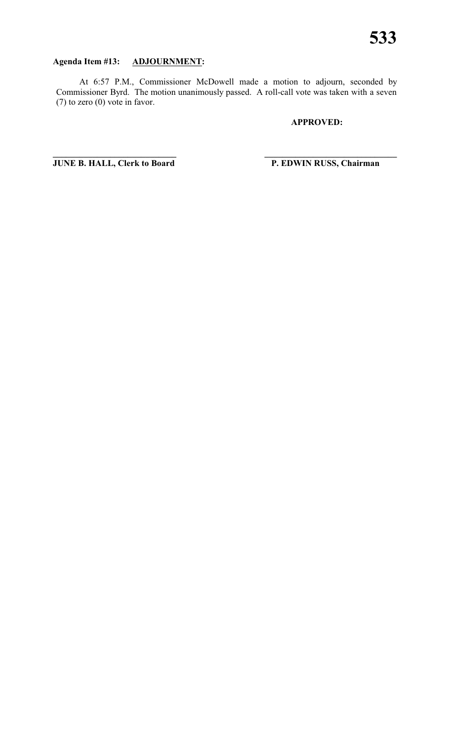**Agenda Item #13: <u>ADJOURNMENT</u>:**

At 6:57 P.M., Commissioner McDowell made a motion to adjourn, seconded by Commissioner Byrd. The motion unanimously passed. A roll-call vote was taken with a seven (7) to zero (0) vote in favor.

**APPROVED:**

**JUNE B. HALL, Clerk to Board**

**P. EDWIN RUSS, Chairman**